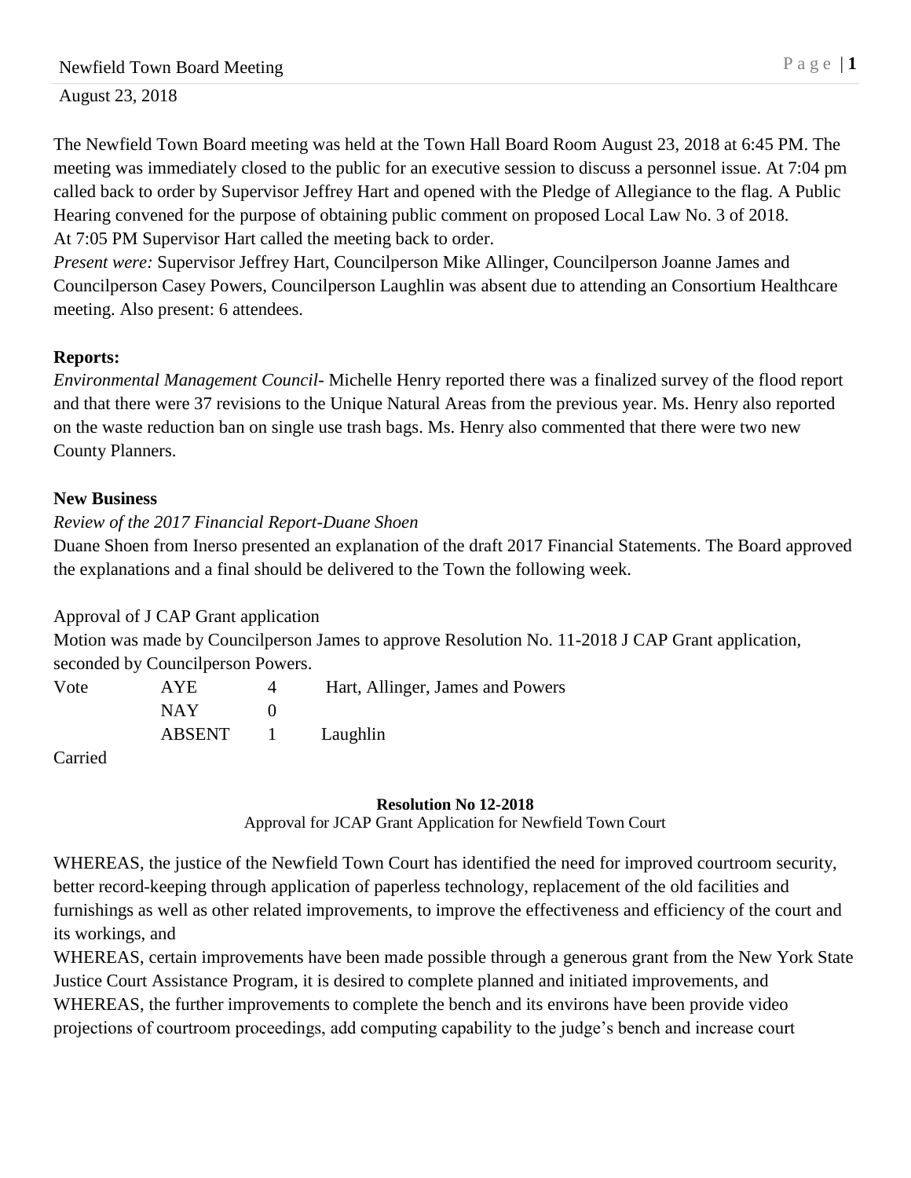August 23, 2018

The Newfield Town Board meeting was held at the Town Hall Board Room August 23, 2018 at 6:45 PM. The meeting was immediately closed to the public for an executive session to discuss a personnel issue. At 7:04 pm called back to order by Supervisor Jeffrey Hart and opened with the Pledge of Allegiance to the flag. A Public Hearing convened for the purpose of obtaining public comment on proposed Local Law No. 3 of 2018.
At 7:05 PM Supervisor Hart called the meeting back to order.
*Present were:* Supervisor Jeffrey Hart, Councilperson Mike Allinger, Councilperson Joanne James and Councilperson Casey Powers, Councilperson Laughlin was absent due to attending an Consortium Healthcare meeting. Also present: 6 attendees.

**Reports:**
*Environmental Management Council*- Michelle Henry reported there was a finalized survey of the flood report and that there were 37 revisions to the Unique Natural Areas from the previous year. Ms. Henry also reported on the waste reduction ban on single use trash bags. Ms. Henry also commented that there were two new County Planners.

**New Business**
*Review of the 2017 Financial Report-Duane Shoen*
Duane Shoen from Inerso presented an explanation of the draft 2017 Financial Statements. The Board approved the explanations and a final should be delivered to the Town the following week.

Approval of J CAP Grant application
Motion was made by Councilperson James to approve Resolution No. 11-2018 J CAP Grant application, seconded by Councilperson Powers.

| Vote | AYE | 4 | Hart, Allinger, James and Powers |
|---|---|---|---|
| | NAY | 0 | |
| | ABSENT | 1 | Laughlin |

Carried

**Resolution No 12-2018**
Approval for JCAP Grant Application for Newfield Town Court

WHEREAS, the justice of the Newfield Town Court has identified the need for improved courtroom security, better record-keeping through application of paperless technology, replacement of the old facilities and furnishings as well as other related improvements, to improve the effectiveness and efficiency of the court and its workings, and
WHEREAS, certain improvements have been made possible through a generous grant from the New York State Justice Court Assistance Program, it is desired to complete planned and initiated improvements, and
WHEREAS, the further improvements to complete the bench and its environs have been provide video projections of courtroom proceedings, add computing capability to the judge's bench and increase court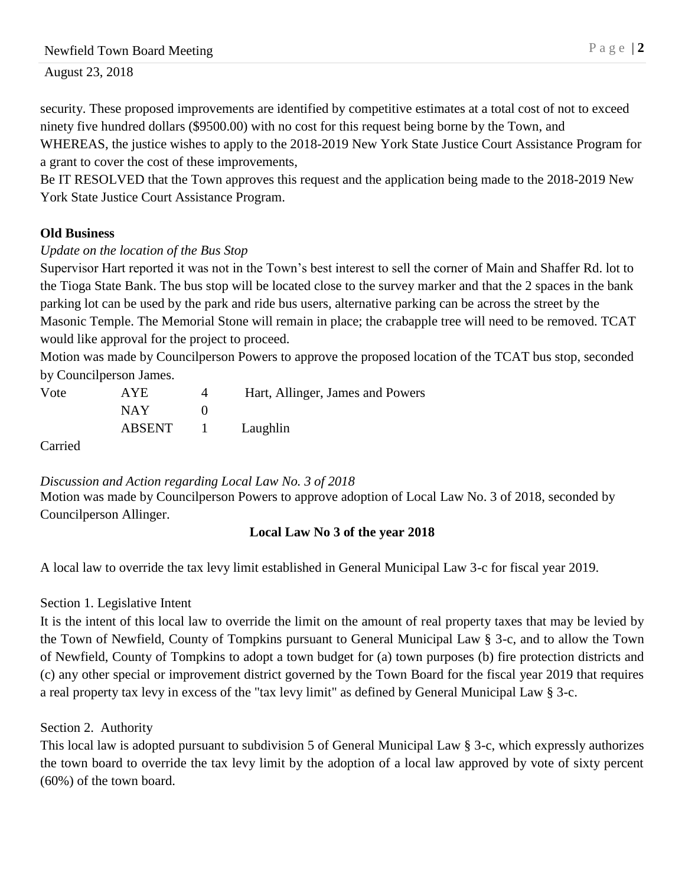security. These proposed improvements are identified by competitive estimates at a total cost of not to exceed ninety five hundred dollars ($9500.00) with no cost for this request being borne by the Town, and
WHEREAS, the justice wishes to apply to the 2018-2019 New York State Justice Court Assistance Program for a grant to cover the cost of these improvements,
Be IT RESOLVED that the Town approves this request and the application being made to the 2018-2019 New York State Justice Court Assistance Program.

**Old Business**

*Update on the location of the Bus Stop*

Supervisor Hart reported it was not in the Town's best interest to sell the corner of Main and Shaffer Rd. lot to the Tioga State Bank. The bus stop will be located close to the survey marker and that the 2 spaces in the bank parking lot can be used by the park and ride bus users, alternative parking can be across the street by the Masonic Temple. The Memorial Stone will remain in place; the crabapple tree will need to be removed. TCAT would like approval for the project to proceed.

Motion was made by Councilperson Powers to approve the proposed location of the TCAT bus stop, seconded by Councilperson James.

| Vote | AYE | 4 | Hart, Allinger, James and Powers |
|---|---|---|---|
| | NAY | 0 | |
| | ABSENT | 1 | Laughlin |

Carried

*Discussion and Action regarding Local Law No. 3 of 2018*

Motion was made by Councilperson Powers to approve adoption of Local Law No. 3 of 2018, seconded by Councilperson Allinger.

**Local Law No 3 of the year 2018**

A local law to override the tax levy limit established in General Municipal Law 3-c for fiscal year 2019.

Section 1. Legislative Intent

It is the intent of this local law to override the limit on the amount of real property taxes that may be levied by the Town of Newfield, County of Tompkins pursuant to General Municipal Law § 3-c, and to allow the Town of Newfield, County of Tompkins to adopt a town budget for (a) town purposes (b) fire protection districts and (c) any other special or improvement district governed by the Town Board for the fiscal year 2019 that requires a real property tax levy in excess of the "tax levy limit" as defined by General Municipal Law § 3-c.

Section 2. Authority

This local law is adopted pursuant to subdivision 5 of General Municipal Law § 3-c, which expressly authorizes the town board to override the tax levy limit by the adoption of a local law approved by vote of sixty percent (60%) of the town board.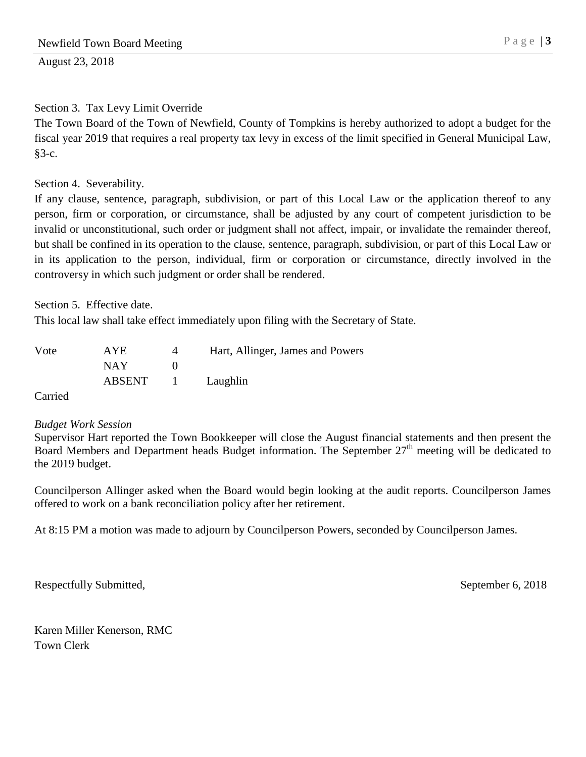Section 3. Tax Levy Limit Override
The Town Board of the Town of Newfield, County of Tompkins is hereby authorized to adopt a budget for the fiscal year 2019 that requires a real property tax levy in excess of the limit specified in General Municipal Law, §3-c.

Section 4. Severability.
If any clause, sentence, paragraph, subdivision, or part of this Local Law or the application thereof to any person, firm or corporation, or circumstance, shall be adjusted by any court of competent jurisdiction to be invalid or unconstitutional, such order or judgment shall not affect, impair, or invalidate the remainder thereof, but shall be confined in its operation to the clause, sentence, paragraph, subdivision, or part of this Local Law or in its application to the person, individual, firm or corporation or circumstance, directly involved in the controversy in which such judgment or order shall be rendered.

Section 5. Effective date.
This local law shall take effect immediately upon filing with the Secretary of State.

| | | | |
|---|---|---|---|
| Vote | AYE | 4 | Hart, Allinger, James and Powers |
| | NAY | 0 | |
| | ABSENT | 1 | Laughlin |

Carried

*Budget Work Session*
Supervisor Hart reported the Town Bookkeeper will close the August financial statements and then present the Board Members and Department heads Budget information. The September 27th meeting will be dedicated to the 2019 budget.

Councilperson Allinger asked when the Board would begin looking at the audit reports. Councilperson James offered to work on a bank reconciliation policy after her retirement.

At 8:15 PM a motion was made to adjourn by Councilperson Powers, seconded by Councilperson James.

Respectfully Submitted,

September 6, 2018

Karen Miller Kenerson, RMC
Town Clerk